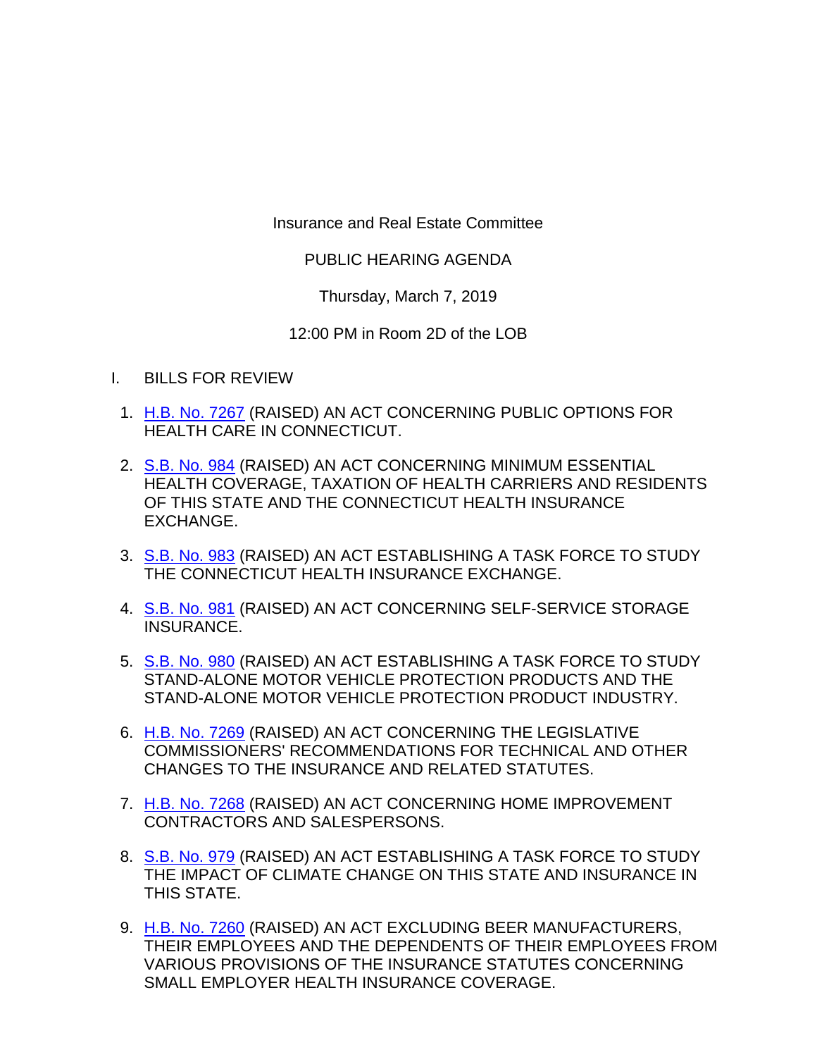Insurance and Real Estate Committee

PUBLIC HEARING AGENDA

Thursday, March 7, 2019

12:00 PM in Room 2D of the LOB

I. BILLS FOR REVIEW

1. H.B. No. 7267 (RAISED) AN ACT CONCERNING PUBLIC OPTIONS FOR HEALTH CARE IN CONNECTICUT.

2. S.B. No. 984 (RAISED) AN ACT CONCERNING MINIMUM ESSENTIAL HEALTH COVERAGE, TAXATION OF HEALTH CARRIERS AND RESIDENTS OF THIS STATE AND THE CONNECTICUT HEALTH INSURANCE EXCHANGE.

3. S.B. No. 983 (RAISED) AN ACT ESTABLISHING A TASK FORCE TO STUDY THE CONNECTICUT HEALTH INSURANCE EXCHANGE.

4. S.B. No. 981 (RAISED) AN ACT CONCERNING SELF-SERVICE STORAGE INSURANCE.

5. S.B. No. 980 (RAISED) AN ACT ESTABLISHING A TASK FORCE TO STUDY STAND-ALONE MOTOR VEHICLE PROTECTION PRODUCTS AND THE STAND-ALONE MOTOR VEHICLE PROTECTION PRODUCT INDUSTRY.

6. H.B. No. 7269 (RAISED) AN ACT CONCERNING THE LEGISLATIVE COMMISSIONERS' RECOMMENDATIONS FOR TECHNICAL AND OTHER CHANGES TO THE INSURANCE AND RELATED STATUTES.

7. H.B. No. 7268 (RAISED) AN ACT CONCERNING HOME IMPROVEMENT CONTRACTORS AND SALESPERSONS.

8. S.B. No. 979 (RAISED) AN ACT ESTABLISHING A TASK FORCE TO STUDY THE IMPACT OF CLIMATE CHANGE ON THIS STATE AND INSURANCE IN THIS STATE.

9. H.B. No. 7260 (RAISED) AN ACT EXCLUDING BEER MANUFACTURERS, THEIR EMPLOYEES AND THE DEPENDENTS OF THEIR EMPLOYEES FROM VARIOUS PROVISIONS OF THE INSURANCE STATUTES CONCERNING SMALL EMPLOYER HEALTH INSURANCE COVERAGE.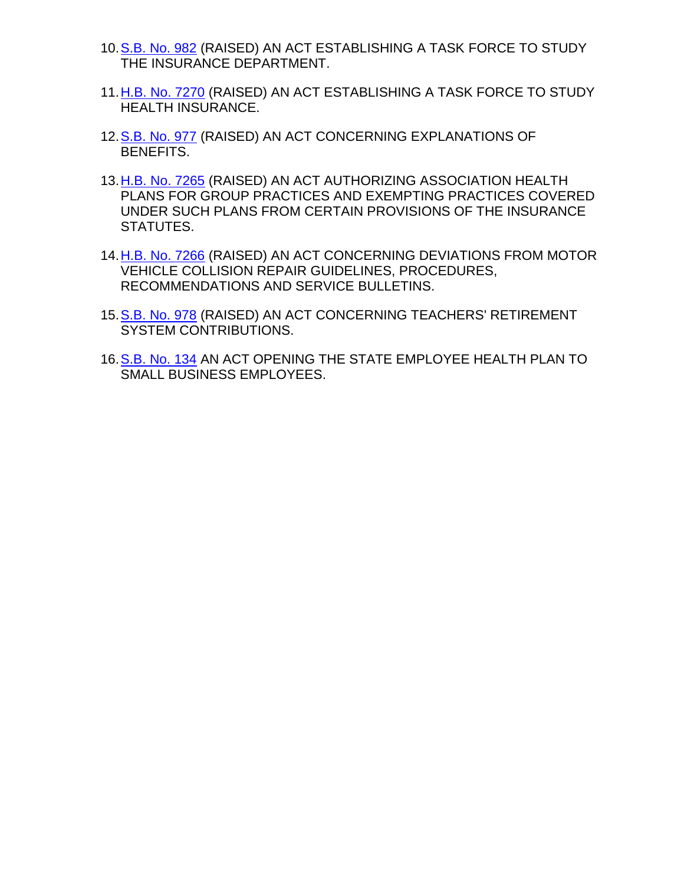10. S.B. No. 982 (RAISED) AN ACT ESTABLISHING A TASK FORCE TO STUDY THE INSURANCE DEPARTMENT.

11. H.B. No. 7270 (RAISED) AN ACT ESTABLISHING A TASK FORCE TO STUDY HEALTH INSURANCE.

12. S.B. No. 977 (RAISED) AN ACT CONCERNING EXPLANATIONS OF BENEFITS.

13. H.B. No. 7265 (RAISED) AN ACT AUTHORIZING ASSOCIATION HEALTH PLANS FOR GROUP PRACTICES AND EXEMPTING PRACTICES COVERED UNDER SUCH PLANS FROM CERTAIN PROVISIONS OF THE INSURANCE STATUTES.

14. H.B. No. 7266 (RAISED) AN ACT CONCERNING DEVIATIONS FROM MOTOR VEHICLE COLLISION REPAIR GUIDELINES, PROCEDURES, RECOMMENDATIONS AND SERVICE BULLETINS.

15. S.B. No. 978 (RAISED) AN ACT CONCERNING TEACHERS' RETIREMENT SYSTEM CONTRIBUTIONS.

16. S.B. No. 134 AN ACT OPENING THE STATE EMPLOYEE HEALTH PLAN TO SMALL BUSINESS EMPLOYEES.